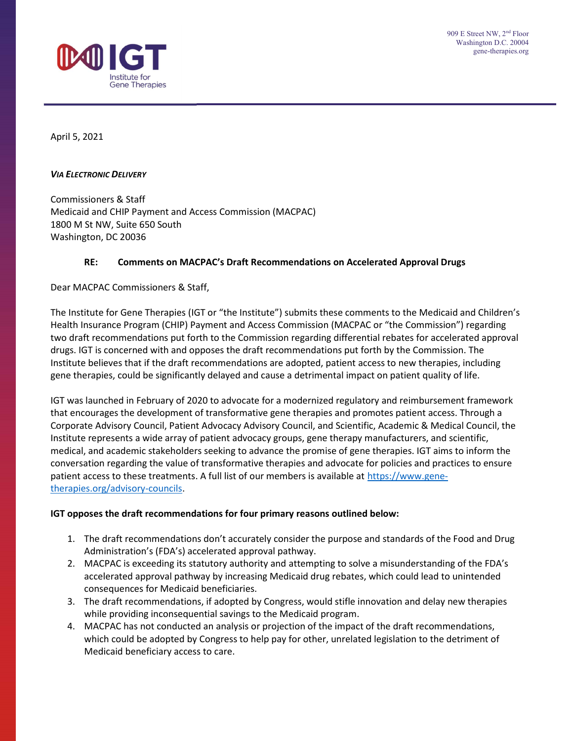IGT
Institute for Gene Therapies

909 E Street NW, 2nd Floor
Washington D.C. 20004
gene-therapies.org

April 5, 2021

***Via Electronic Delivery***

Commissioners & Staff
Medicaid and CHIP Payment and Access Commission (MACPAC)
1800 M St NW, Suite 650 South
Washington, DC 20036

**RE: Comments on MACPAC's Draft Recommendations on Accelerated Approval Drugs**

Dear MACPAC Commissioners & Staff,

The Institute for Gene Therapies (IGT or "the Institute") submits these comments to the Medicaid and Children's Health Insurance Program (CHIP) Payment and Access Commission (MACPAC or "the Commission") regarding two draft recommendations put forth to the Commission regarding differential rebates for accelerated approval drugs. IGT is concerned with and opposes the draft recommendations put forth by the Commission. The Institute believes that if the draft recommendations are adopted, patient access to new therapies, including gene therapies, could be significantly delayed and cause a detrimental impact on patient quality of life.

IGT was launched in February of 2020 to advocate for a modernized regulatory and reimbursement framework that encourages the development of transformative gene therapies and promotes patient access. Through a Corporate Advisory Council, Patient Advocacy Advisory Council, and Scientific, Academic & Medical Council, the Institute represents a wide array of patient advocacy groups, gene therapy manufacturers, and scientific, medical, and academic stakeholders seeking to advance the promise of gene therapies. IGT aims to inform the conversation regarding the value of transformative therapies and advocate for policies and practices to ensure patient access to these treatments. A full list of our members is available at [https://www.gene-therapies.org/advisory-councils](https://www.gene-therapies.org/advisory-councils).

**IGT opposes the draft recommendations for four primary reasons outlined below:**

1. The draft recommendations don't accurately consider the purpose and standards of the Food and Drug Administration's (FDA's) accelerated approval pathway.
2. MACPAC is exceeding its statutory authority and attempting to solve a misunderstanding of the FDA's accelerated approval pathway by increasing Medicaid drug rebates, which could lead to unintended consequences for Medicaid beneficiaries.
3. The draft recommendations, if adopted by Congress, would stifle innovation and delay new therapies while providing inconsequential savings to the Medicaid program.
4. MACPAC has not conducted an analysis or projection of the impact of the draft recommendations, which could be adopted by Congress to help pay for other, unrelated legislation to the detriment of Medicaid beneficiary access to care.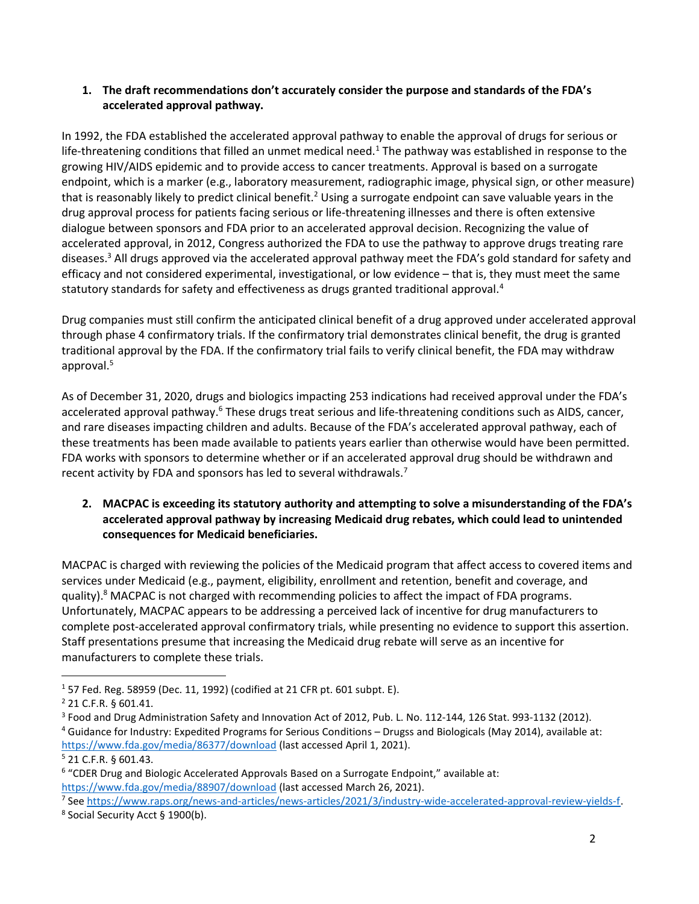1. **The draft recommendations don't accurately consider the purpose and standards of the FDA's accelerated approval pathway.**

In 1992, the FDA established the accelerated approval pathway to enable the approval of drugs for serious or life-threatening conditions that filled an unmet medical need.[1] The pathway was established in response to the growing HIV/AIDS epidemic and to provide access to cancer treatments. Approval is based on a surrogate endpoint, which is a marker (e.g., laboratory measurement, radiographic image, physical sign, or other measure) that is reasonably likely to predict clinical benefit.[2] Using a surrogate endpoint can save valuable years in the drug approval process for patients facing serious or life-threatening illnesses and there is often extensive dialogue between sponsors and FDA prior to an accelerated approval decision. Recognizing the value of accelerated approval, in 2012, Congress authorized the FDA to use the pathway to approve drugs treating rare diseases.[3] All drugs approved via the accelerated approval pathway meet the FDA's gold standard for safety and efficacy and not considered experimental, investigational, or low evidence – that is, they must meet the same statutory standards for safety and effectiveness as drugs granted traditional approval.[4]

Drug companies must still confirm the anticipated clinical benefit of a drug approved under accelerated approval through phase 4 confirmatory trials. If the confirmatory trial demonstrates clinical benefit, the drug is granted traditional approval by the FDA. If the confirmatory trial fails to verify clinical benefit, the FDA may withdraw approval.[5]

As of December 31, 2020, drugs and biologics impacting 253 indications had received approval under the FDA's accelerated approval pathway.[6] These drugs treat serious and life-threatening conditions such as AIDS, cancer, and rare diseases impacting children and adults. Because of the FDA's accelerated approval pathway, each of these treatments has been made available to patients years earlier than otherwise would have been permitted. FDA works with sponsors to determine whether or if an accelerated approval drug should be withdrawn and recent activity by FDA and sponsors has led to several withdrawals.[7]

2. **MACPAC is exceeding its statutory authority and attempting to solve a misunderstanding of the FDA's accelerated approval pathway by increasing Medicaid drug rebates, which could lead to unintended consequences for Medicaid beneficiaries.**

MACPAC is charged with reviewing the policies of the Medicaid program that affect access to covered items and services under Medicaid (e.g., payment, eligibility, enrollment and retention, benefit and coverage, and quality).[8] MACPAC is not charged with recommending policies to affect the impact of FDA programs. Unfortunately, MACPAC appears to be addressing a perceived lack of incentive for drug manufacturers to complete post-accelerated approval confirmatory trials, while presenting no evidence to support this assertion. Staff presentations presume that increasing the Medicaid drug rebate will serve as an incentive for manufacturers to complete these trials.

---

[1] 57 Fed. Reg. 58959 (Dec. 11, 1992) (codified at 21 CFR pt. 601 subpt. E).

[2] 21 C.F.R. § 601.41.

[3] Food and Drug Administration Safety and Innovation Act of 2012, Pub. L. No. 112-144, 126 Stat. 993-1132 (2012).

[4] Guidance for Industry: Expedited Programs for Serious Conditions – Drugss and Biologicals (May 2014), available at: https://www.fda.gov/media/86377/download (last accessed April 1, 2021).

[5] 21 C.F.R. § 601.43.

[6] "CDER Drug and Biologic Accelerated Approvals Based on a Surrogate Endpoint," available at: https://www.fda.gov/media/88907/download (last accessed March 26, 2021).

[7] See https://www.raps.org/news-and-articles/news-articles/2021/3/industry-wide-accelerated-approval-review-yields-f.

[8] Social Security Acct § 1900(b).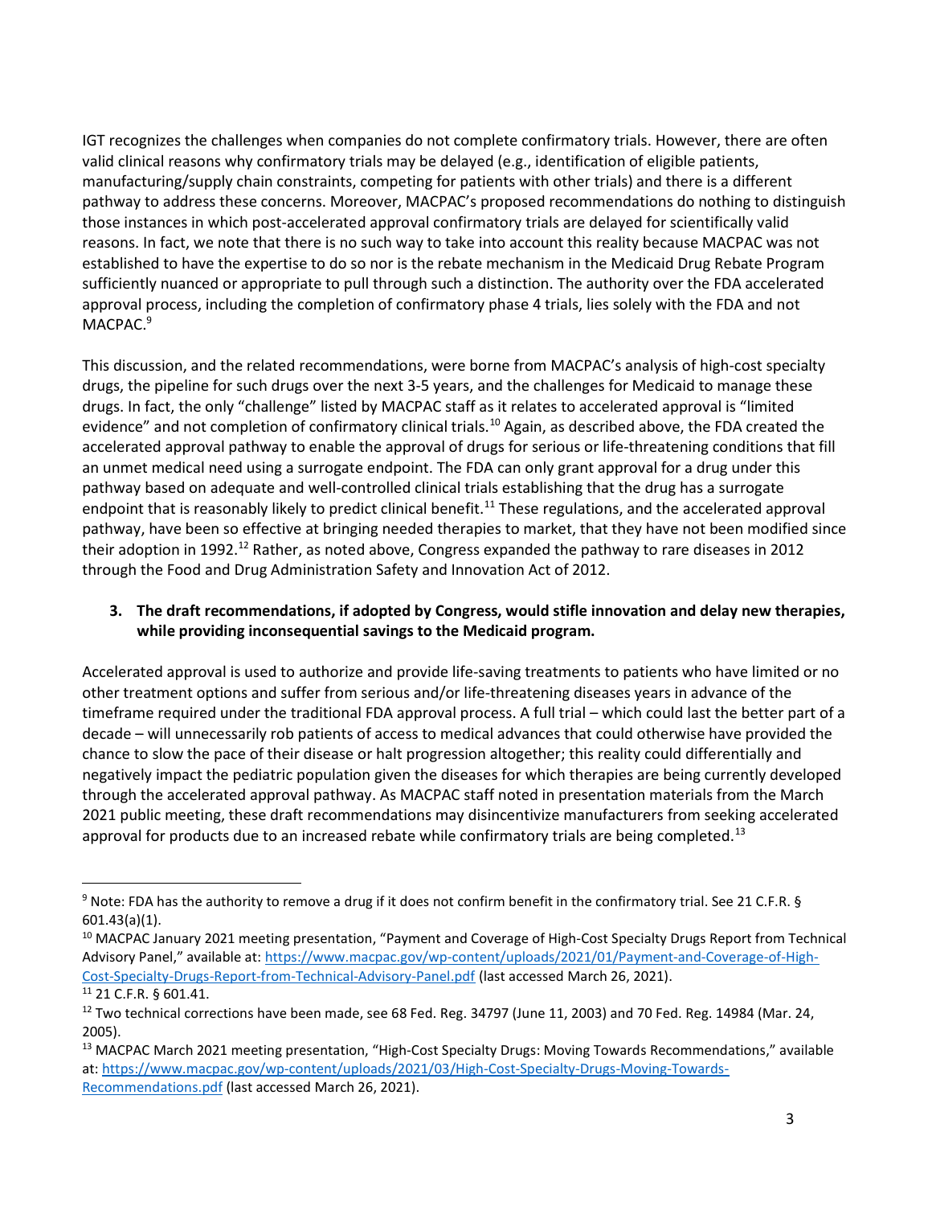IGT recognizes the challenges when companies do not complete confirmatory trials. However, there are often valid clinical reasons why confirmatory trials may be delayed (e.g., identification of eligible patients, manufacturing/supply chain constraints, competing for patients with other trials) and there is a different pathway to address these concerns. Moreover, MACPAC's proposed recommendations do nothing to distinguish those instances in which post-accelerated approval confirmatory trials are delayed for scientifically valid reasons. In fact, we note that there is no such way to take into account this reality because MACPAC was not established to have the expertise to do so nor is the rebate mechanism in the Medicaid Drug Rebate Program sufficiently nuanced or appropriate to pull through such a distinction. The authority over the FDA accelerated approval process, including the completion of confirmatory phase 4 trials, lies solely with the FDA and not MACPAC.[9]

This discussion, and the related recommendations, were borne from MACPAC's analysis of high-cost specialty drugs, the pipeline for such drugs over the next 3-5 years, and the challenges for Medicaid to manage these drugs. In fact, the only "challenge" listed by MACPAC staff as it relates to accelerated approval is "limited evidence" and not completion of confirmatory clinical trials.[10] Again, as described above, the FDA created the accelerated approval pathway to enable the approval of drugs for serious or life-threatening conditions that fill an unmet medical need using a surrogate endpoint. The FDA can only grant approval for a drug under this pathway based on adequate and well-controlled clinical trials establishing that the drug has a surrogate endpoint that is reasonably likely to predict clinical benefit.[11] These regulations, and the accelerated approval pathway, have been so effective at bringing needed therapies to market, that they have not been modified since their adoption in 1992.[12] Rather, as noted above, Congress expanded the pathway to rare diseases in 2012 through the Food and Drug Administration Safety and Innovation Act of 2012.

3. **The draft recommendations, if adopted by Congress, would stifle innovation and delay new therapies, while providing inconsequential savings to the Medicaid program.**

Accelerated approval is used to authorize and provide life-saving treatments to patients who have limited or no other treatment options and suffer from serious and/or life-threatening diseases years in advance of the timeframe required under the traditional FDA approval process. A full trial – which could last the better part of a decade – will unnecessarily rob patients of access to medical advances that could otherwise have provided the chance to slow the pace of their disease or halt progression altogether; this reality could differentially and negatively impact the pediatric population given the diseases for which therapies are being currently developed through the accelerated approval pathway. As MACPAC staff noted in presentation materials from the March 2021 public meeting, these draft recommendations may disincentivize manufacturers from seeking accelerated approval for products due to an increased rebate while confirmatory trials are being completed.[13]

---

[9] Note: FDA has the authority to remove a drug if it does not confirm benefit in the confirmatory trial. See 21 C.F.R. § 601.43(a)(1).

[10] MACPAC January 2021 meeting presentation, "Payment and Coverage of High-Cost Specialty Drugs Report from Technical Advisory Panel," available at: [https://www.macpac.gov/wp-content/uploads/2021/01/Payment-and-Coverage-of-High-Cost-Specialty-Drugs-Report-from-Technical-Advisory-Panel.pdf](https://www.macpac.gov/wp-content/uploads/2021/01/Payment-and-Coverage-of-High-Cost-Specialty-Drugs-Report-from-Technical-Advisory-Panel.pdf) (last accessed March 26, 2021).

[11] 21 C.F.R. § 601.41.

[12] Two technical corrections have been made, see 68 Fed. Reg. 34797 (June 11, 2003) and 70 Fed. Reg. 14984 (Mar. 24, 2005).

[13] MACPAC March 2021 meeting presentation, "High-Cost Specialty Drugs: Moving Towards Recommendations," available at: [https://www.macpac.gov/wp-content/uploads/2021/03/High-Cost-Specialty-Drugs-Moving-Towards-Recommendations.pdf](https://www.macpac.gov/wp-content/uploads/2021/03/High-Cost-Specialty-Drugs-Moving-Towards-Recommendations.pdf) (last accessed March 26, 2021).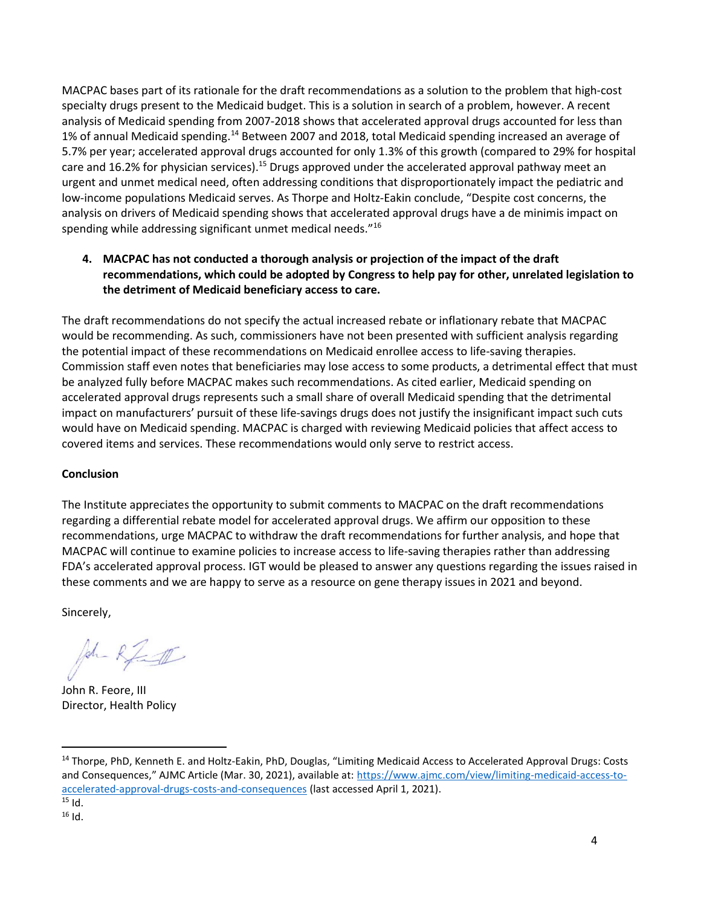MACPAC bases part of its rationale for the draft recommendations as a solution to the problem that high-cost specialty drugs present to the Medicaid budget. This is a solution in search of a problem, however. A recent analysis of Medicaid spending from 2007-2018 shows that accelerated approval drugs accounted for less than 1% of annual Medicaid spending.[14] Between 2007 and 2018, total Medicaid spending increased an average of 5.7% per year; accelerated approval drugs accounted for only 1.3% of this growth (compared to 29% for hospital care and 16.2% for physician services).[15] Drugs approved under the accelerated approval pathway meet an urgent and unmet medical need, often addressing conditions that disproportionately impact the pediatric and low-income populations Medicaid serves. As Thorpe and Holtz-Eakin conclude, "Despite cost concerns, the analysis on drivers of Medicaid spending shows that accelerated approval drugs have a de minimis impact on spending while addressing significant unmet medical needs."[16]

4. **MACPAC has not conducted a thorough analysis or projection of the impact of the draft recommendations, which could be adopted by Congress to help pay for other, unrelated legislation to the detriment of Medicaid beneficiary access to care.**

The draft recommendations do not specify the actual increased rebate or inflationary rebate that MACPAC would be recommending. As such, commissioners have not been presented with sufficient analysis regarding the potential impact of these recommendations on Medicaid enrollee access to life-saving therapies. Commission staff even notes that beneficiaries may lose access to some products, a detrimental effect that must be analyzed fully before MACPAC makes such recommendations. As cited earlier, Medicaid spending on accelerated approval drugs represents such a small share of overall Medicaid spending that the detrimental impact on manufacturers' pursuit of these life-savings drugs does not justify the insignificant impact such cuts would have on Medicaid spending. MACPAC is charged with reviewing Medicaid policies that affect access to covered items and services. These recommendations would only serve to restrict access.

**Conclusion**

The Institute appreciates the opportunity to submit comments to MACPAC on the draft recommendations regarding a differential rebate model for accelerated approval drugs. We affirm our opposition to these recommendations, urge MACPAC to withdraw the draft recommendations for further analysis, and hope that MACPAC will continue to examine policies to increase access to life-saving therapies rather than addressing FDA's accelerated approval process. IGT would be pleased to answer any questions regarding the issues raised in these comments and we are happy to serve as a resource on gene therapy issues in 2021 and beyond.

Sincerely,

John R. Feore, III
Director, Health Policy

---

[14] Thorpe, PhD, Kenneth E. and Holtz-Eakin, PhD, Douglas, "Limiting Medicaid Access to Accelerated Approval Drugs: Costs and Consequences," AJMC Article (Mar. 30, 2021), available at: https://www.ajmc.com/view/limiting-medicaid-access-to-accelerated-approval-drugs-costs-and-consequences (last accessed April 1, 2021).

[15] Id.

[16] Id.